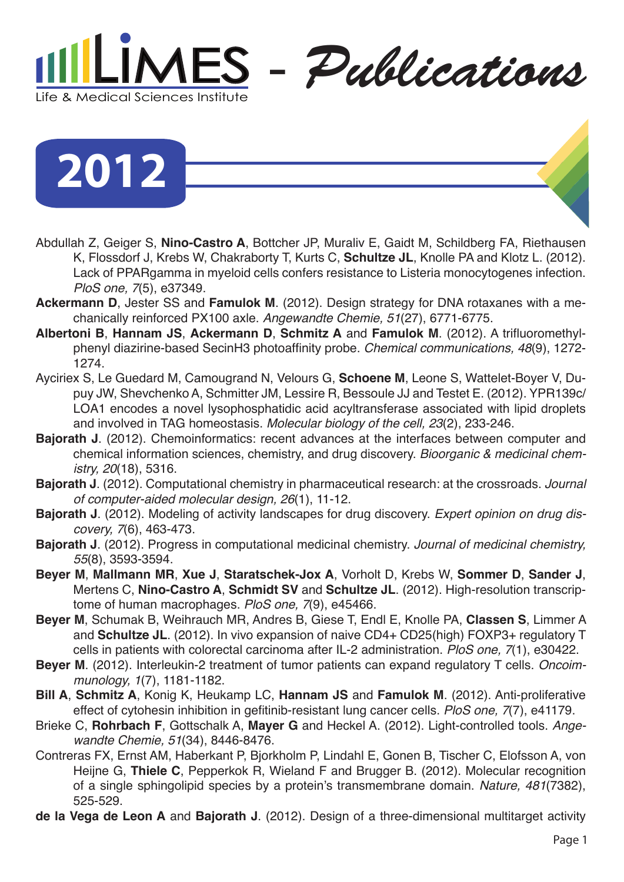# LIMES - Publications

Life & Medical Sciences Institute

## 2012

Abdullah Z, Geiger S, **Nino-Castro A**, Bottcher JP, Muraliv E, Gaidt M, Schildberg FA, Riethausen K, Flossdorf J, Krebs W, Chakraborty T, Kurts C, **Schultze JL**, Knolle PA and Klotz L. (2012). Lack of PPARgamma in myeloid cells confers resistance to Listeria monocytogenes infection. *PloS one, 7*(5), e37349.

**Ackermann D**, Jester SS and **Famulok M**. (2012). Design strategy for DNA rotaxanes with a mechanically reinforced PX100 axle. *Angewandte Chemie, 51*(27), 6771-6775.

**Albertoni B**, **Hannam JS**, **Ackermann D**, **Schmitz A** and **Famulok M**. (2012). A trifluoromethylphenyl diazirine-based SecinH3 photoaffinity probe. *Chemical communications, 48*(9), 1272-1274.

Ayciriex S, Le Guedard M, Camougrand N, Velours G, **Schoene M**, Leone S, Wattelet-Boyer V, Dupuy JW, Shevchenko A, Schmitter JM, Lessire R, Bessoule JJ and Testet E. (2012). YPR139c/LOA1 encodes a novel lysophosphatidic acid acyltransferase associated with lipid droplets and involved in TAG homeostasis. *Molecular biology of the cell, 23*(2), 233-246.

**Bajorath J**. (2012). Chemoinformatics: recent advances at the interfaces between computer and chemical information sciences, chemistry, and drug discovery. *Bioorganic & medicinal chemistry, 20*(18), 5316.

**Bajorath J**. (2012). Computational chemistry in pharmaceutical research: at the crossroads. *Journal of computer-aided molecular design, 26*(1), 11-12.

**Bajorath J**. (2012). Modeling of activity landscapes for drug discovery. *Expert opinion on drug discovery, 7*(6), 463-473.

**Bajorath J**. (2012). Progress in computational medicinal chemistry. *Journal of medicinal chemistry, 55*(8), 3593-3594.

**Beyer M**, **Mallmann MR**, **Xue J**, **Staratschek-Jox A**, Vorholt D, Krebs W, **Sommer D**, **Sander J**, Mertens C, **Nino-Castro A**, **Schmidt SV** and **Schultze JL**. (2012). High-resolution transcriptome of human macrophages. *PloS one, 7*(9), e45466.

**Beyer M**, Schumak B, Weihrauch MR, Andres B, Giese T, Endl E, Knolle PA, **Classen S**, Limmer A and **Schultze JL**. (2012). In vivo expansion of naive CD4+ CD25(high) FOXP3+ regulatory T cells in patients with colorectal carcinoma after IL-2 administration. *PloS one, 7*(1), e30422.

**Beyer M**. (2012). Interleukin-2 treatment of tumor patients can expand regulatory T cells. *Oncoimmunology, 1*(7), 1181-1182.

**Bill A**, **Schmitz A**, Konig K, Heukamp LC, **Hannam JS** and **Famulok M**. (2012). Anti-proliferative effect of cytohesin inhibition in gefitinib-resistant lung cancer cells. *PloS one, 7*(7), e41179.

Brieke C, **Rohrbach F**, Gottschalk A, **Mayer G** and Heckel A. (2012). Light-controlled tools. *Angewandte Chemie, 51*(34), 8446-8476.

Contreras FX, Ernst AM, Haberkant P, Bjorkholm P, Lindahl E, Gonen B, Tischer C, Elofsson A, von Heijne G, **Thiele C**, Pepperkok R, Wieland F and Brugger B. (2012). Molecular recognition of a single sphingolipid species by a protein's transmembrane domain. *Nature, 481*(7382), 525-529.

**de la Vega de Leon A** and **Bajorath J**. (2012). Design of a three-dimensional multitarget activity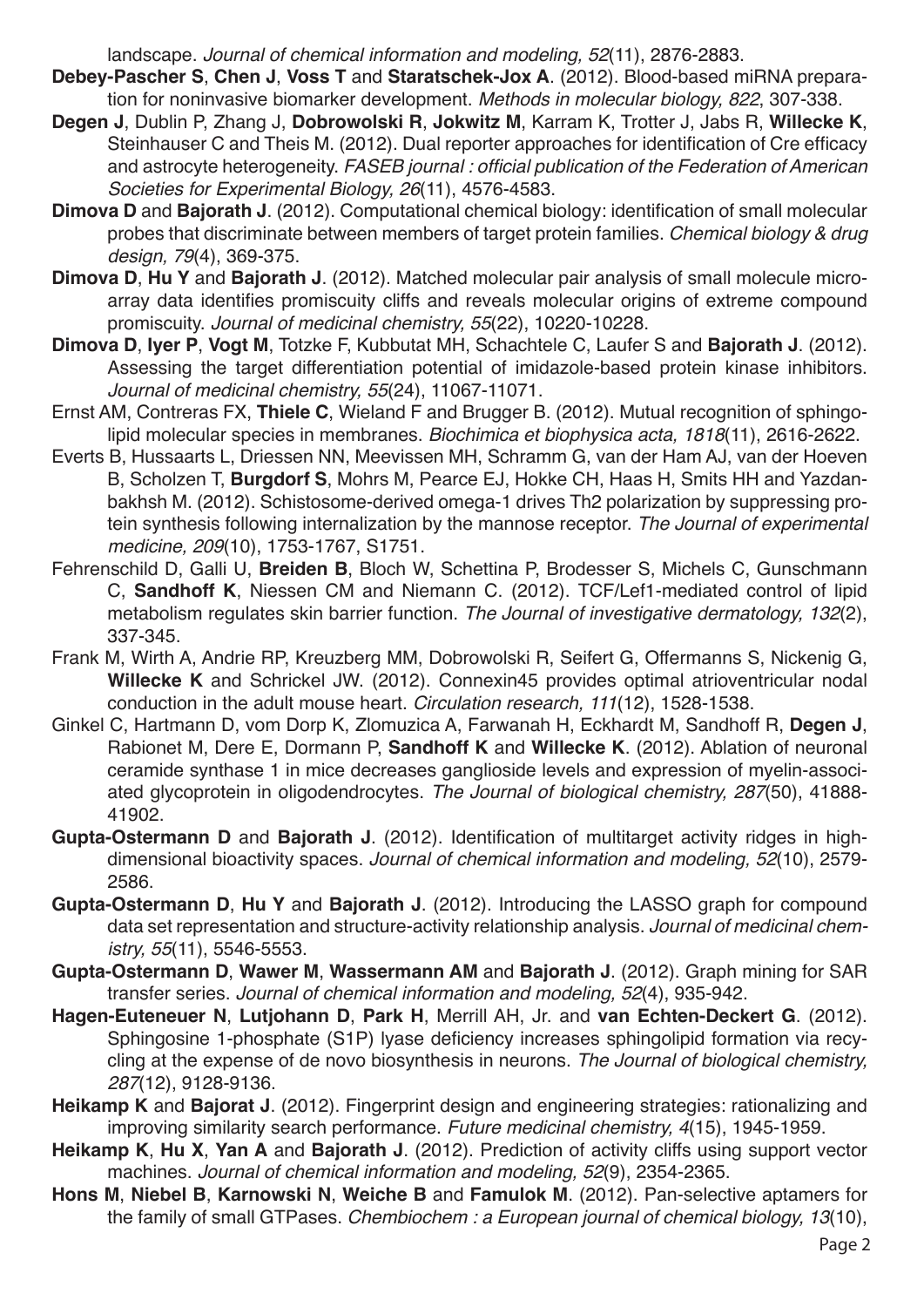landscape. *Journal of chemical information and modeling, 52*(11), 2876-2883.

**Debey-Pascher S**, **Chen J**, **Voss T** and **Staratschek-Jox A**. (2012). Blood-based miRNA preparation for noninvasive biomarker development. *Methods in molecular biology, 822*, 307-338.

**Degen J**, Dublin P, Zhang J, **Dobrowolski R**, **Jokwitz M**, Karram K, Trotter J, Jabs R, **Willecke K**, Steinhauser C and Theis M. (2012). Dual reporter approaches for identification of Cre efficacy and astrocyte heterogeneity. *FASEB journal : official publication of the Federation of American Societies for Experimental Biology, 26*(11), 4576-4583.

**Dimova D** and **Bajorath J**. (2012). Computational chemical biology: identification of small molecular probes that discriminate between members of target protein families. *Chemical biology & drug design, 79*(4), 369-375.

**Dimova D**, **Hu Y** and **Bajorath J**. (2012). Matched molecular pair analysis of small molecule microarray data identifies promiscuity cliffs and reveals molecular origins of extreme compound promiscuity. *Journal of medicinal chemistry, 55*(22), 10220-10228.

**Dimova D**, **Iyer P**, **Vogt M**, Totzke F, Kubbutat MH, Schachtele C, Laufer S and **Bajorath J**. (2012). Assessing the target differentiation potential of imidazole-based protein kinase inhibitors. *Journal of medicinal chemistry, 55*(24), 11067-11071.

Ernst AM, Contreras FX, **Thiele C**, Wieland F and Brugger B. (2012). Mutual recognition of sphingolipid molecular species in membranes. *Biochimica et biophysica acta, 1818*(11), 2616-2622.

Everts B, Hussaarts L, Driessen NN, Meevissen MH, Schramm G, van der Ham AJ, van der Hoeven B, Scholzen T, **Burgdorf S**, Mohrs M, Pearce EJ, Hokke CH, Haas H, Smits HH and Yazdanbakhsh M. (2012). Schistosome-derived omega-1 drives Th2 polarization by suppressing protein synthesis following internalization by the mannose receptor. *The Journal of experimental medicine, 209*(10), 1753-1767, S1751.

Fehrenschild D, Galli U, **Breiden B**, Bloch W, Schettina P, Brodesser S, Michels C, Gunschmann C, **Sandhoff K**, Niessen CM and Niemann C. (2012). TCF/Lef1-mediated control of lipid metabolism regulates skin barrier function. *The Journal of investigative dermatology, 132*(2), 337-345.

Frank M, Wirth A, Andrie RP, Kreuzberg MM, Dobrowolski R, Seifert G, Offermanns S, Nickenig G, **Willecke K** and Schrickel JW. (2012). Connexin45 provides optimal atrioventricular nodal conduction in the adult mouse heart. *Circulation research, 111*(12), 1528-1538.

Ginkel C, Hartmann D, vom Dorp K, Zlomuzica A, Farwanah H, Eckhardt M, Sandhoff R, **Degen J**, Rabionet M, Dere E, Dormann P, **Sandhoff K** and **Willecke K**. (2012). Ablation of neuronal ceramide synthase 1 in mice decreases ganglioside levels and expression of myelin-associated glycoprotein in oligodendrocytes. *The Journal of biological chemistry, 287*(50), 41888-41902.

**Gupta-Ostermann D** and **Bajorath J**. (2012). Identification of multitarget activity ridges in high-dimensional bioactivity spaces. *Journal of chemical information and modeling, 52*(10), 2579-2586.

**Gupta-Ostermann D**, **Hu Y** and **Bajorath J**. (2012). Introducing the LASSO graph for compound data set representation and structure-activity relationship analysis. *Journal of medicinal chemistry, 55*(11), 5546-5553.

**Gupta-Ostermann D**, **Wawer M**, **Wassermann AM** and **Bajorath J**. (2012). Graph mining for SAR transfer series. *Journal of chemical information and modeling, 52*(4), 935-942.

**Hagen-Euteneuer N**, **Lutjohann D**, **Park H**, Merrill AH, Jr. and **van Echten-Deckert G**. (2012). Sphingosine 1-phosphate (S1P) lyase deficiency increases sphingolipid formation via recycling at the expense of de novo biosynthesis in neurons. *The Journal of biological chemistry, 287*(12), 9128-9136.

**Heikamp K** and **Bajorat J**. (2012). Fingerprint design and engineering strategies: rationalizing and improving similarity search performance. *Future medicinal chemistry, 4*(15), 1945-1959.

**Heikamp K**, **Hu X**, **Yan A** and **Bajorath J**. (2012). Prediction of activity cliffs using support vector machines. *Journal of chemical information and modeling, 52*(9), 2354-2365.

**Hons M**, **Niebel B**, **Karnowski N**, **Weiche B** and **Famulok M**. (2012). Pan-selective aptamers for the family of small GTPases. *Chembiochem : a European journal of chemical biology, 13*(10),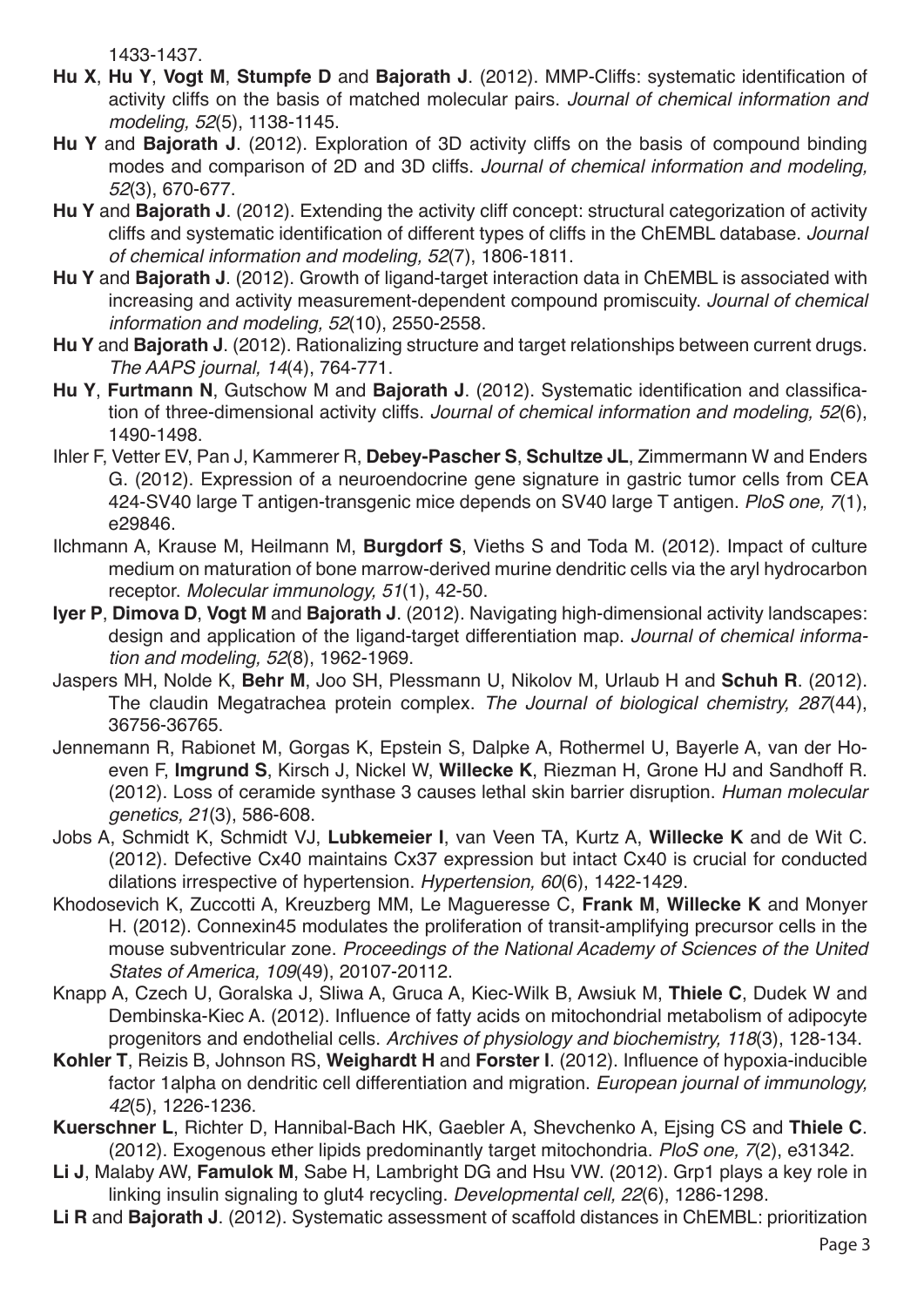1433-1437.

**Hu X**, **Hu Y**, **Vogt M**, **Stumpfe D** and **Bajorath J**. (2012). MMP-Cliffs: systematic identification of activity cliffs on the basis of matched molecular pairs. *Journal of chemical information and modeling, 52*(5), 1138-1145.

**Hu Y** and **Bajorath J**. (2012). Exploration of 3D activity cliffs on the basis of compound binding modes and comparison of 2D and 3D cliffs. *Journal of chemical information and modeling, 52*(3), 670-677.

**Hu Y** and **Bajorath J**. (2012). Extending the activity cliff concept: structural categorization of activity cliffs and systematic identification of different types of cliffs in the ChEMBL database. *Journal of chemical information and modeling, 52*(7), 1806-1811.

**Hu Y** and **Bajorath J**. (2012). Growth of ligand-target interaction data in ChEMBL is associated with increasing and activity measurement-dependent compound promiscuity. *Journal of chemical information and modeling, 52*(10), 2550-2558.

**Hu Y** and **Bajorath J**. (2012). Rationalizing structure and target relationships between current drugs. *The AAPS journal, 14*(4), 764-771.

**Hu Y**, **Furtmann N**, Gutschow M and **Bajorath J**. (2012). Systematic identification and classification of three-dimensional activity cliffs. *Journal of chemical information and modeling, 52*(6), 1490-1498.

Ihler F, Vetter EV, Pan J, Kammerer R, **Debey-Pascher S**, **Schultze JL**, Zimmermann W and Enders G. (2012). Expression of a neuroendocrine gene signature in gastric tumor cells from CEA 424-SV40 large T antigen-transgenic mice depends on SV40 large T antigen. *PloS one, 7*(1), e29846.

Ilchmann A, Krause M, Heilmann M, **Burgdorf S**, Vieths S and Toda M. (2012). Impact of culture medium on maturation of bone marrow-derived murine dendritic cells via the aryl hydrocarbon receptor. *Molecular immunology, 51*(1), 42-50.

**Iyer P**, **Dimova D**, **Vogt M** and **Bajorath J**. (2012). Navigating high-dimensional activity landscapes: design and application of the ligand-target differentiation map. *Journal of chemical information and modeling, 52*(8), 1962-1969.

Jaspers MH, Nolde K, **Behr M**, Joo SH, Plessmann U, Nikolov M, Urlaub H and **Schuh R**. (2012). The claudin Megatrachea protein complex. *The Journal of biological chemistry, 287*(44), 36756-36765.

Jennemann R, Rabionet M, Gorgas K, Epstein S, Dalpke A, Rothermel U, Bayerle A, van der Hoeven F, **Imgrund S**, Kirsch J, Nickel W, **Willecke K**, Riezman H, Grone HJ and Sandhoff R. (2012). Loss of ceramide synthase 3 causes lethal skin barrier disruption. *Human molecular genetics, 21*(3), 586-608.

Jobs A, Schmidt K, Schmidt VJ, **Lubkemeier I**, van Veen TA, Kurtz A, **Willecke K** and de Wit C. (2012). Defective Cx40 maintains Cx37 expression but intact Cx40 is crucial for conducted dilations irrespective of hypertension. *Hypertension, 60*(6), 1422-1429.

Khodosevich K, Zuccotti A, Kreuzberg MM, Le Magueresse C, **Frank M**, **Willecke K** and Monyer H. (2012). Connexin45 modulates the proliferation of transit-amplifying precursor cells in the mouse subventricular zone. *Proceedings of the National Academy of Sciences of the United States of America, 109*(49), 20107-20112.

Knapp A, Czech U, Goralska J, Sliwa A, Gruca A, Kiec-Wilk B, Awsiuk M, **Thiele C**, Dudek W and Dembinska-Kiec A. (2012). Influence of fatty acids on mitochondrial metabolism of adipocyte progenitors and endothelial cells. *Archives of physiology and biochemistry, 118*(3), 128-134.

**Kohler T**, Reizis B, Johnson RS, **Weighardt H** and **Forster I**. (2012). Influence of hypoxia-inducible factor 1alpha on dendritic cell differentiation and migration. *European journal of immunology, 42*(5), 1226-1236.

**Kuerschner L**, Richter D, Hannibal-Bach HK, Gaebler A, Shevchenko A, Ejsing CS and **Thiele C**. (2012). Exogenous ether lipids predominantly target mitochondria. *PloS one, 7*(2), e31342.

**Li J**, Malaby AW, **Famulok M**, Sabe H, Lambright DG and Hsu VW. (2012). Grp1 plays a key role in linking insulin signaling to glut4 recycling. *Developmental cell, 22*(6), 1286-1298.

**Li R** and **Bajorath J**. (2012). Systematic assessment of scaffold distances in ChEMBL: prioritization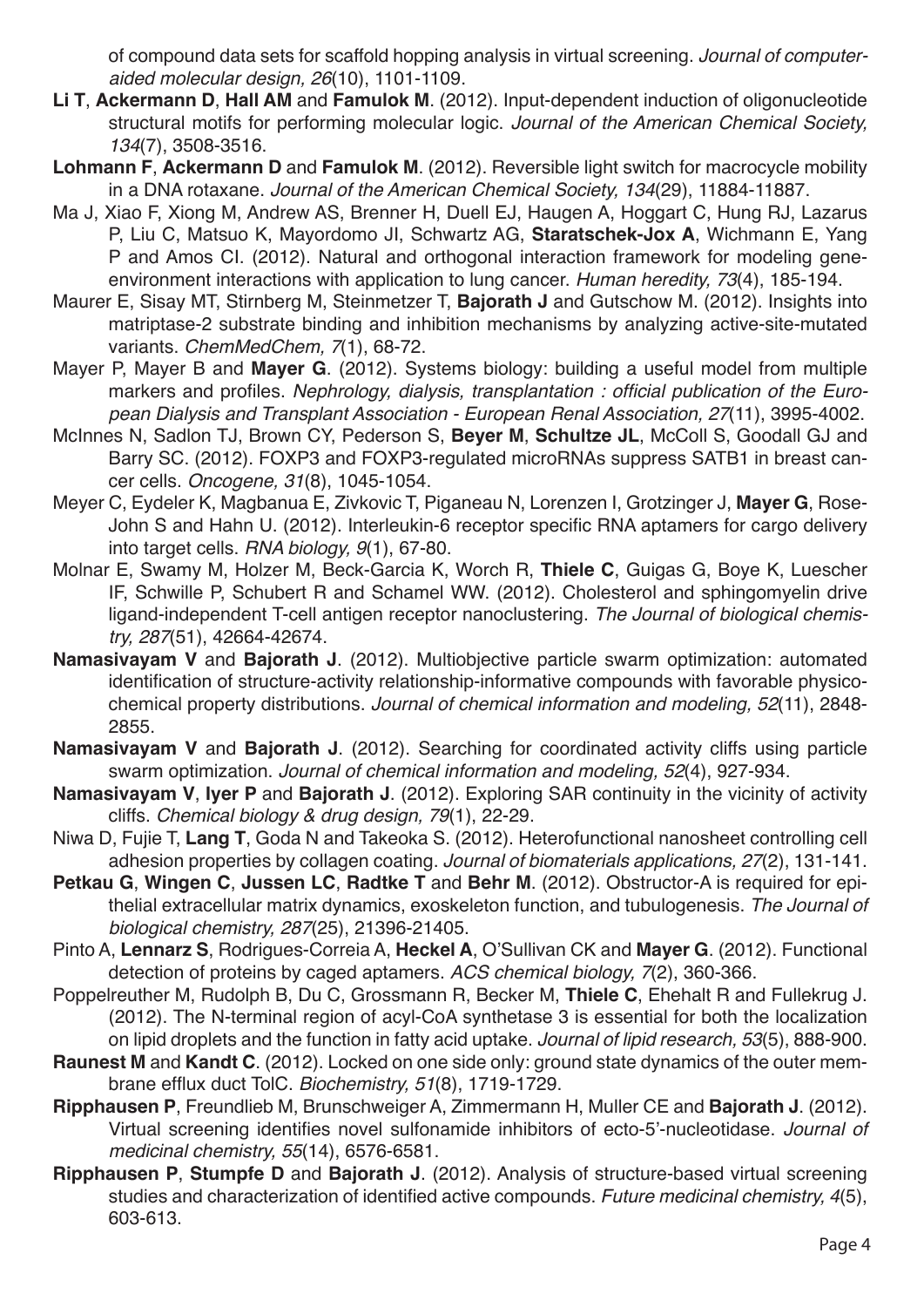of compound data sets for scaffold hopping analysis in virtual screening. *Journal of computer-aided molecular design, 26*(10), 1101-1109.

**Li T**, **Ackermann D**, **Hall AM** and **Famulok M**. (2012). Input-dependent induction of oligonucleotide structural motifs for performing molecular logic. *Journal of the American Chemical Society, 134*(7), 3508-3516.

**Lohmann F**, **Ackermann D** and **Famulok M**. (2012). Reversible light switch for macrocycle mobility in a DNA rotaxane. *Journal of the American Chemical Society, 134*(29), 11884-11887.

Ma J, Xiao F, Xiong M, Andrew AS, Brenner H, Duell EJ, Haugen A, Hoggart C, Hung RJ, Lazarus P, Liu C, Matsuo K, Mayordomo JI, Schwartz AG, **Staratschek-Jox A**, Wichmann E, Yang P and Amos CI. (2012). Natural and orthogonal interaction framework for modeling gene-environment interactions with application to lung cancer. *Human heredity, 73*(4), 185-194.

Maurer E, Sisay MT, Stirnberg M, Steinmetzer T, **Bajorath J** and Gutschow M. (2012). Insights into matriptase-2 substrate binding and inhibition mechanisms by analyzing active-site-mutated variants. *ChemMedChem, 7*(1), 68-72.

Mayer P, Mayer B and **Mayer G**. (2012). Systems biology: building a useful model from multiple markers and profiles. *Nephrology, dialysis, transplantation : official publication of the European Dialysis and Transplant Association - European Renal Association, 27*(11), 3995-4002.

McInnes N, Sadlon TJ, Brown CY, Pederson S, **Beyer M**, **Schultze JL**, McColl S, Goodall GJ and Barry SC. (2012). FOXP3 and FOXP3-regulated microRNAs suppress SATB1 in breast cancer cells. *Oncogene, 31*(8), 1045-1054.

Meyer C, Eydeler K, Magbanua E, Zivkovic T, Piganeau N, Lorenzen I, Grotzinger J, **Mayer G**, Rose-John S and Hahn U. (2012). Interleukin-6 receptor specific RNA aptamers for cargo delivery into target cells. *RNA biology, 9*(1), 67-80.

Molnar E, Swamy M, Holzer M, Beck-Garcia K, Worch R, **Thiele C**, Guigas G, Boye K, Luescher IF, Schwille P, Schubert R and Schamel WW. (2012). Cholesterol and sphingomyelin drive ligand-independent T-cell antigen receptor nanoclustering. *The Journal of biological chemistry, 287*(51), 42664-42674.

**Namasivayam V** and **Bajorath J**. (2012). Multiobjective particle swarm optimization: automated identification of structure-activity relationship-informative compounds with favorable physicochemical property distributions. *Journal of chemical information and modeling, 52*(11), 2848-2855.

**Namasivayam V** and **Bajorath J**. (2012). Searching for coordinated activity cliffs using particle swarm optimization. *Journal of chemical information and modeling, 52*(4), 927-934.

**Namasivayam V**, **Iyer P** and **Bajorath J**. (2012). Exploring SAR continuity in the vicinity of activity cliffs. *Chemical biology & drug design, 79*(1), 22-29.

Niwa D, Fujie T, **Lang T**, Goda N and Takeoka S. (2012). Heterofunctional nanosheet controlling cell adhesion properties by collagen coating. *Journal of biomaterials applications, 27*(2), 131-141.

**Petkau G**, **Wingen C**, **Jussen LC**, **Radtke T** and **Behr M**. (2012). Obstructor-A is required for epithelial extracellular matrix dynamics, exoskeleton function, and tubulogenesis. *The Journal of biological chemistry, 287*(25), 21396-21405.

Pinto A, **Lennarz S**, Rodrigues-Correia A, **Heckel A**, O'Sullivan CK and **Mayer G**. (2012). Functional detection of proteins by caged aptamers. *ACS chemical biology, 7*(2), 360-366.

Poppelreuther M, Rudolph B, Du C, Grossmann R, Becker M, **Thiele C**, Ehehalt R and Fullekrug J. (2012). The N-terminal region of acyl-CoA synthetase 3 is essential for both the localization on lipid droplets and the function in fatty acid uptake. *Journal of lipid research, 53*(5), 888-900.

**Raunest M** and **Kandt C**. (2012). Locked on one side only: ground state dynamics of the outer membrane efflux duct TolC. *Biochemistry, 51*(8), 1719-1729.

**Ripphausen P**, Freundlieb M, Brunschweiger A, Zimmermann H, Muller CE and **Bajorath J**. (2012). Virtual screening identifies novel sulfonamide inhibitors of ecto-5'-nucleotidase. *Journal of medicinal chemistry, 55*(14), 6576-6581.

**Ripphausen P**, **Stumpfe D** and **Bajorath J**. (2012). Analysis of structure-based virtual screening studies and characterization of identified active compounds. *Future medicinal chemistry, 4*(5), 603-613.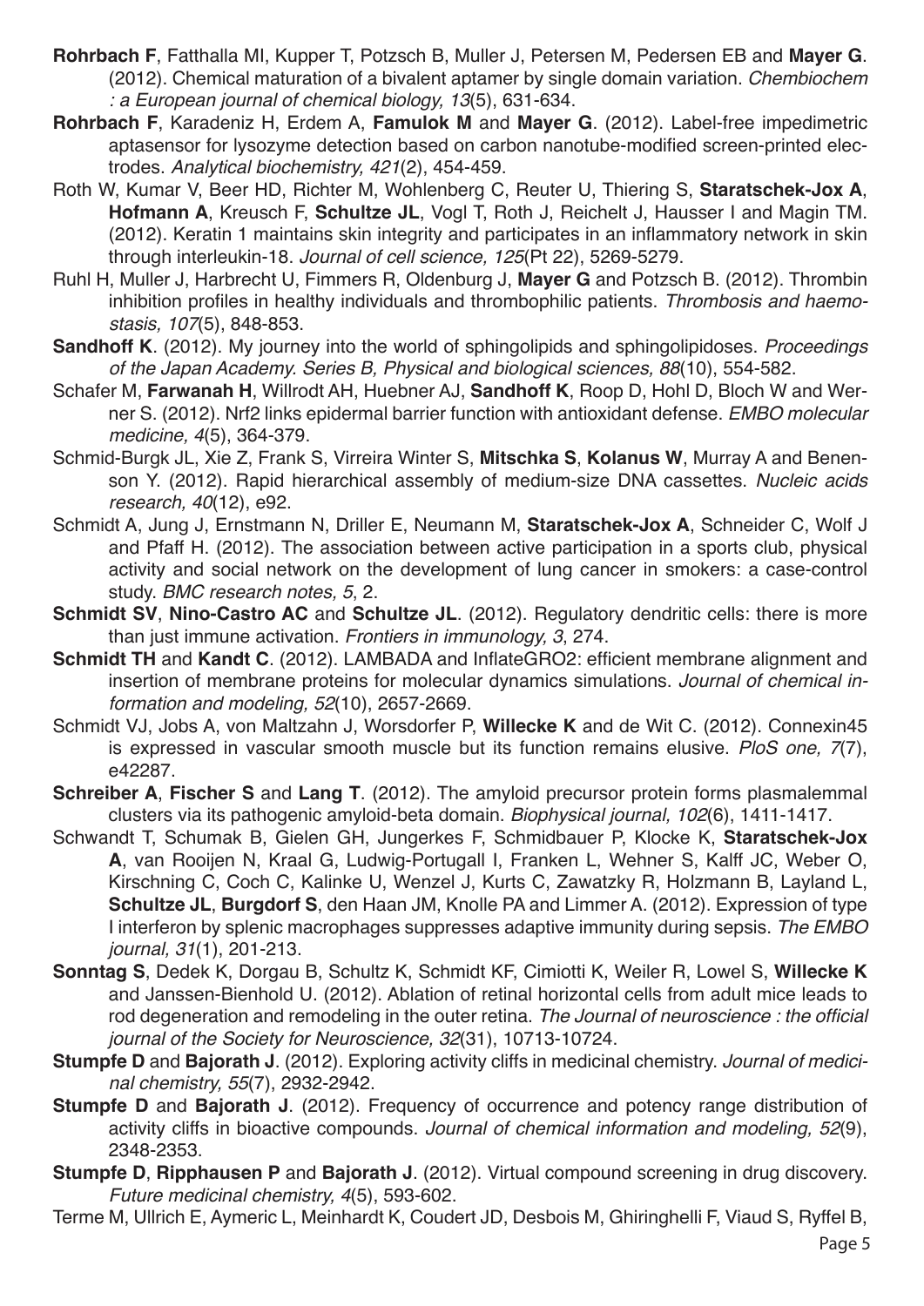**Rohrbach F**, Fatthalla MI, Kupper T, Potzsch B, Muller J, Petersen M, Pedersen EB and **Mayer G**. (2012). Chemical maturation of a bivalent aptamer by single domain variation. *Chembiochem : a European journal of chemical biology, 13*(5), 631-634.

**Rohrbach F**, Karadeniz H, Erdem A, **Famulok M** and **Mayer G**. (2012). Label-free impedimetric aptasensor for lysozyme detection based on carbon nanotube-modified screen-printed electrodes. *Analytical biochemistry, 421*(2), 454-459.

Roth W, Kumar V, Beer HD, Richter M, Wohlenberg C, Reuter U, Thiering S, **Staratschek-Jox A**, **Hofmann A**, Kreusch F, **Schultze JL**, Vogl T, Roth J, Reichelt J, Hausser I and Magin TM. (2012). Keratin 1 maintains skin integrity and participates in an inflammatory network in skin through interleukin-18. *Journal of cell science, 125*(Pt 22), 5269-5279.

Ruhl H, Muller J, Harbrecht U, Fimmers R, Oldenburg J, **Mayer G** and Potzsch B. (2012). Thrombin inhibition profiles in healthy individuals and thrombophilic patients. *Thrombosis and haemostasis, 107*(5), 848-853.

**Sandhoff K**. (2012). My journey into the world of sphingolipids and sphingolipidoses. *Proceedings of the Japan Academy. Series B, Physical and biological sciences, 88*(10), 554-582.

Schafer M, **Farwanah H**, Willrodt AH, Huebner AJ, **Sandhoff K**, Roop D, Hohl D, Bloch W and Werner S. (2012). Nrf2 links epidermal barrier function with antioxidant defense. *EMBO molecular medicine, 4*(5), 364-379.

Schmid-Burgk JL, Xie Z, Frank S, Virreira Winter S, **Mitschka S**, **Kolanus W**, Murray A and Benenson Y. (2012). Rapid hierarchical assembly of medium-size DNA cassettes. *Nucleic acids research, 40*(12), e92.

Schmidt A, Jung J, Ernstmann N, Driller E, Neumann M, **Staratschek-Jox A**, Schneider C, Wolf J and Pfaff H. (2012). The association between active participation in a sports club, physical activity and social network on the development of lung cancer in smokers: a case-control study. *BMC research notes, 5*, 2.

**Schmidt SV**, **Nino-Castro AC** and **Schultze JL**. (2012). Regulatory dendritic cells: there is more than just immune activation. *Frontiers in immunology, 3*, 274.

**Schmidt TH** and **Kandt C**. (2012). LAMBADA and InflateGRO2: efficient membrane alignment and insertion of membrane proteins for molecular dynamics simulations. *Journal of chemical information and modeling, 52*(10), 2657-2669.

Schmidt VJ, Jobs A, von Maltzahn J, Worsdorfer P, **Willecke K** and de Wit C. (2012). Connexin45 is expressed in vascular smooth muscle but its function remains elusive. *PloS one, 7*(7), e42287.

**Schreiber A**, **Fischer S** and **Lang T**. (2012). The amyloid precursor protein forms plasmalemmal clusters via its pathogenic amyloid-beta domain. *Biophysical journal, 102*(6), 1411-1417.

Schwandt T, Schumak B, Gielen GH, Jungerkes F, Schmidbauer P, Klocke K, **Staratschek-Jox A**, van Rooijen N, Kraal G, Ludwig-Portugall I, Franken L, Wehner S, Kalff JC, Weber O, Kirschning C, Coch C, Kalinke U, Wenzel J, Kurts C, Zawatzky R, Holzmann B, Layland L, **Schultze JL**, **Burgdorf S**, den Haan JM, Knolle PA and Limmer A. (2012). Expression of type I interferon by splenic macrophages suppresses adaptive immunity during sepsis. *The EMBO journal, 31*(1), 201-213.

**Sonntag S**, Dedek K, Dorgau B, Schultz K, Schmidt KF, Cimiotti K, Weiler R, Lowel S, **Willecke K** and Janssen-Bienhold U. (2012). Ablation of retinal horizontal cells from adult mice leads to rod degeneration and remodeling in the outer retina. *The Journal of neuroscience : the official journal of the Society for Neuroscience, 32*(31), 10713-10724.

**Stumpfe D** and **Bajorath J**. (2012). Exploring activity cliffs in medicinal chemistry. *Journal of medicinal chemistry, 55*(7), 2932-2942.

**Stumpfe D** and **Bajorath J**. (2012). Frequency of occurrence and potency range distribution of activity cliffs in bioactive compounds. *Journal of chemical information and modeling, 52*(9), 2348-2353.

**Stumpfe D**, **Ripphausen P** and **Bajorath J**. (2012). Virtual compound screening in drug discovery. *Future medicinal chemistry, 4*(5), 593-602.

Terme M, Ullrich E, Aymeric L, Meinhardt K, Coudert JD, Desbois M, Ghiringhelli F, Viaud S, Ryffel B,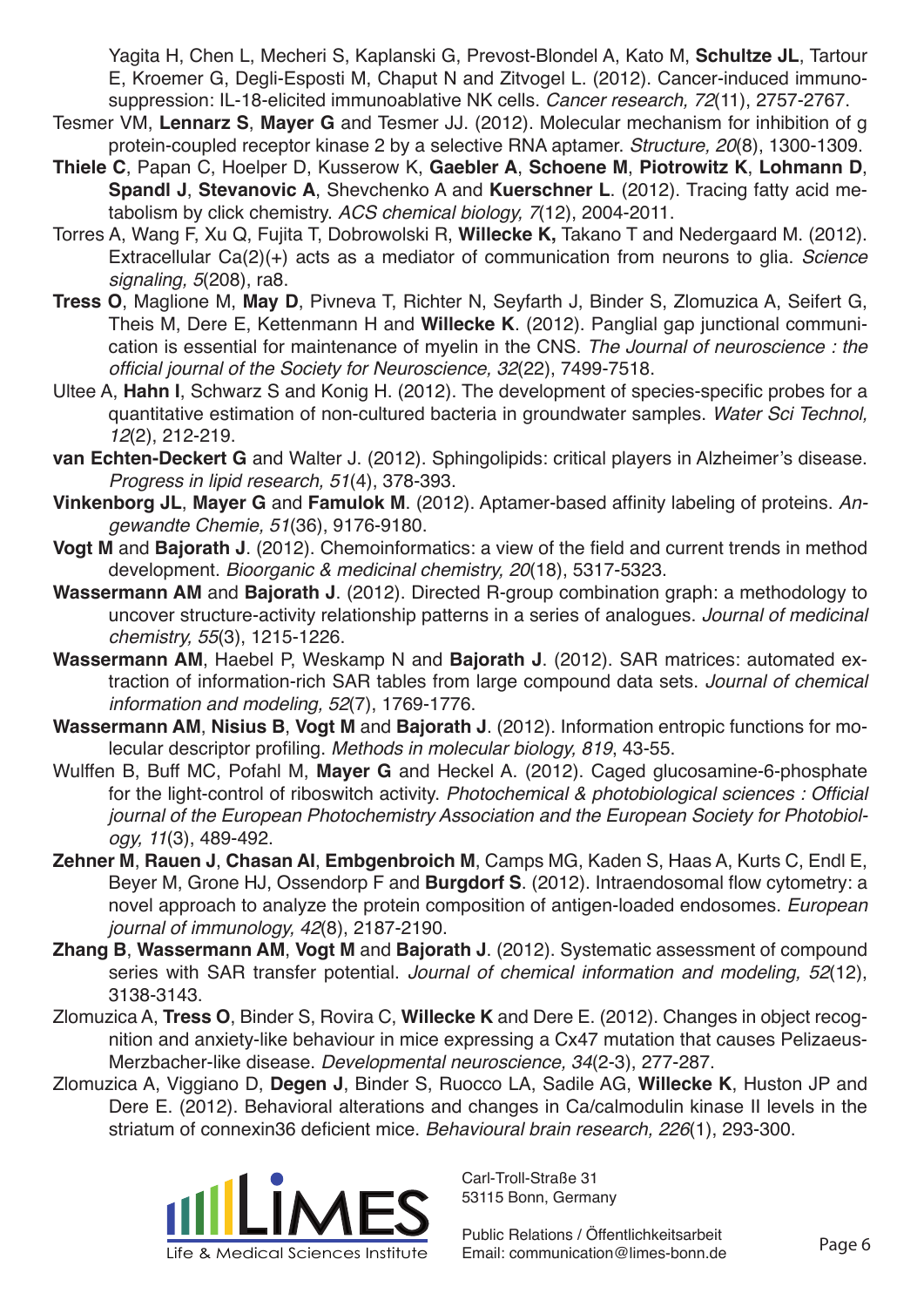Yagita H, Chen L, Mecheri S, Kaplanski G, Prevost-Blondel A, Kato M, **Schultze JL**, Tartour E, Kroemer G, Degli-Esposti M, Chaput N and Zitvogel L. (2012). Cancer-induced immunosuppression: IL-18-elicited immunoablative NK cells. *Cancer research, 72*(11), 2757-2767.

Tesmer VM, **Lennarz S**, **Mayer G** and Tesmer JJ. (2012). Molecular mechanism for inhibition of g protein-coupled receptor kinase 2 by a selective RNA aptamer. *Structure, 20*(8), 1300-1309.

**Thiele C**, Papan C, Hoelper D, Kusserow K, **Gaebler A**, **Schoene M**, **Piotrowitz K**, **Lohmann D**, **Spandl J**, **Stevanovic A**, Shevchenko A and **Kuerschner L**. (2012). Tracing fatty acid metabolism by click chemistry. *ACS chemical biology, 7*(12), 2004-2011.

Torres A, Wang F, Xu Q, Fujita T, Dobrowolski R, **Willecke K,** Takano T and Nedergaard M. (2012). Extracellular Ca(2)(+) acts as a mediator of communication from neurons to glia. *Science signaling, 5*(208), ra8.

**Tress O**, Maglione M, **May D**, Pivneva T, Richter N, Seyfarth J, Binder S, Zlomuzica A, Seifert G, Theis M, Dere E, Kettenmann H and **Willecke K**. (2012). Panglial gap junctional communication is essential for maintenance of myelin in the CNS. *The Journal of neuroscience : the official journal of the Society for Neuroscience, 32*(22), 7499-7518.

Ultee A, **Hahn I**, Schwarz S and Konig H. (2012). The development of species-specific probes for a quantitative estimation of non-cultured bacteria in groundwater samples. *Water Sci Technol, 12*(2), 212-219.

**van Echten-Deckert G** and Walter J. (2012). Sphingolipids: critical players in Alzheimer's disease. *Progress in lipid research, 51*(4), 378-393.

**Vinkenborg JL**, **Mayer G** and **Famulok M**. (2012). Aptamer-based affinity labeling of proteins. *Angewandte Chemie, 51*(36), 9176-9180.

**Vogt M** and **Bajorath J**. (2012). Chemoinformatics: a view of the field and current trends in method development. *Bioorganic & medicinal chemistry, 20*(18), 5317-5323.

**Wassermann AM** and **Bajorath J**. (2012). Directed R-group combination graph: a methodology to uncover structure-activity relationship patterns in a series of analogues. *Journal of medicinal chemistry, 55*(3), 1215-1226.

**Wassermann AM**, Haebel P, Weskamp N and **Bajorath J**. (2012). SAR matrices: automated extraction of information-rich SAR tables from large compound data sets. *Journal of chemical information and modeling, 52*(7), 1769-1776.

**Wassermann AM**, **Nisius B**, **Vogt M** and **Bajorath J**. (2012). Information entropic functions for molecular descriptor profiling. *Methods in molecular biology, 819*, 43-55.

Wulffen B, Buff MC, Pofahl M, **Mayer G** and Heckel A. (2012). Caged glucosamine-6-phosphate for the light-control of riboswitch activity. *Photochemical & photobiological sciences : Official journal of the European Photochemistry Association and the European Society for Photobiology, 11*(3), 489-492.

**Zehner M**, **Rauen J**, **Chasan AI**, **Embgenbroich M**, Camps MG, Kaden S, Haas A, Kurts C, Endl E, Beyer M, Grone HJ, Ossendorp F and **Burgdorf S**. (2012). Intraendosomal flow cytometry: a novel approach to analyze the protein composition of antigen-loaded endosomes. *European journal of immunology, 42*(8), 2187-2190.

**Zhang B**, **Wassermann AM**, **Vogt M** and **Bajorath J**. (2012). Systematic assessment of compound series with SAR transfer potential. *Journal of chemical information and modeling, 52*(12), 3138-3143.

Zlomuzica A, **Tress O**, Binder S, Rovira C, **Willecke K** and Dere E. (2012). Changes in object recognition and anxiety-like behaviour in mice expressing a Cx47 mutation that causes Pelizaeus-Merzbacher-like disease. *Developmental neuroscience, 34*(2-3), 277-287.

Zlomuzica A, Viggiano D, **Degen J**, Binder S, Ruocco LA, Sadile AG, **Willecke K**, Huston JP and Dere E. (2012). Behavioral alterations and changes in Ca/calmodulin kinase II levels in the striatum of connexin36 deficient mice. *Behavioural brain research, 226*(1), 293-300.

LIMES
Life & Medical Sciences Institute

Carl-Troll-Straße 31
53115 Bonn, Germany

Public Relations / Öffentlichkeitsarbeit
Email: communication@limes-bonn.de